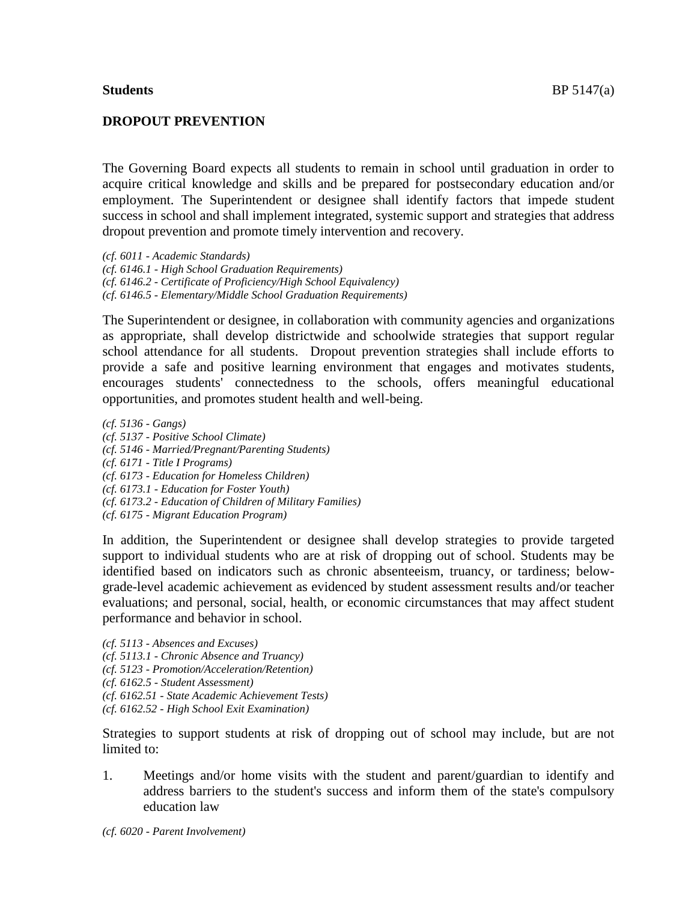**Students** BP 5147(a)

## DROPOUT PREVENTION

The Governing Board expects all students to remain in school until graduation in order to acquire critical knowledge and skills and be prepared for postsecondary education and/or employment. The Superintendent or designee shall identify factors that impede student success in school and shall implement integrated, systemic support and strategies that address dropout prevention and promote timely intervention and recovery.

*(cf. 6011 - Academic Standards)*
*(cf. 6146.1 - High School Graduation Requirements)*
*(cf. 6146.2 - Certificate of Proficiency/High School Equivalency)*
*(cf. 6146.5 - Elementary/Middle School Graduation Requirements)*

The Superintendent or designee, in collaboration with community agencies and organizations as appropriate, shall develop districtwide and schoolwide strategies that support regular school attendance for all students. Dropout prevention strategies shall include efforts to provide a safe and positive learning environment that engages and motivates students, encourages students' connectedness to the schools, offers meaningful educational opportunities, and promotes student health and well-being.

*(cf. 5136 - Gangs)*
*(cf. 5137 - Positive School Climate)*
*(cf. 5146 - Married/Pregnant/Parenting Students)*
*(cf. 6171 - Title I Programs)*
*(cf. 6173 - Education for Homeless Children)*
*(cf. 6173.1 - Education for Foster Youth)*
*(cf. 6173.2 - Education of Children of Military Families)*
*(cf. 6175 - Migrant Education Program)*

In addition, the Superintendent or designee shall develop strategies to provide targeted support to individual students who are at risk of dropping out of school. Students may be identified based on indicators such as chronic absenteeism, truancy, or tardiness; below-grade-level academic achievement as evidenced by student assessment results and/or teacher evaluations; and personal, social, health, or economic circumstances that may affect student performance and behavior in school.

*(cf. 5113 - Absences and Excuses)*
*(cf. 5113.1 - Chronic Absence and Truancy)*
*(cf. 5123 - Promotion/Acceleration/Retention)*
*(cf. 6162.5 - Student Assessment)*
*(cf. 6162.51 - State Academic Achievement Tests)*
*(cf. 6162.52 - High School Exit Examination)*

Strategies to support students at risk of dropping out of school may include, but are not limited to:

1. Meetings and/or home visits with the student and parent/guardian to identify and address barriers to the student's success and inform them of the state's compulsory education law

*(cf. 6020 - Parent Involvement)*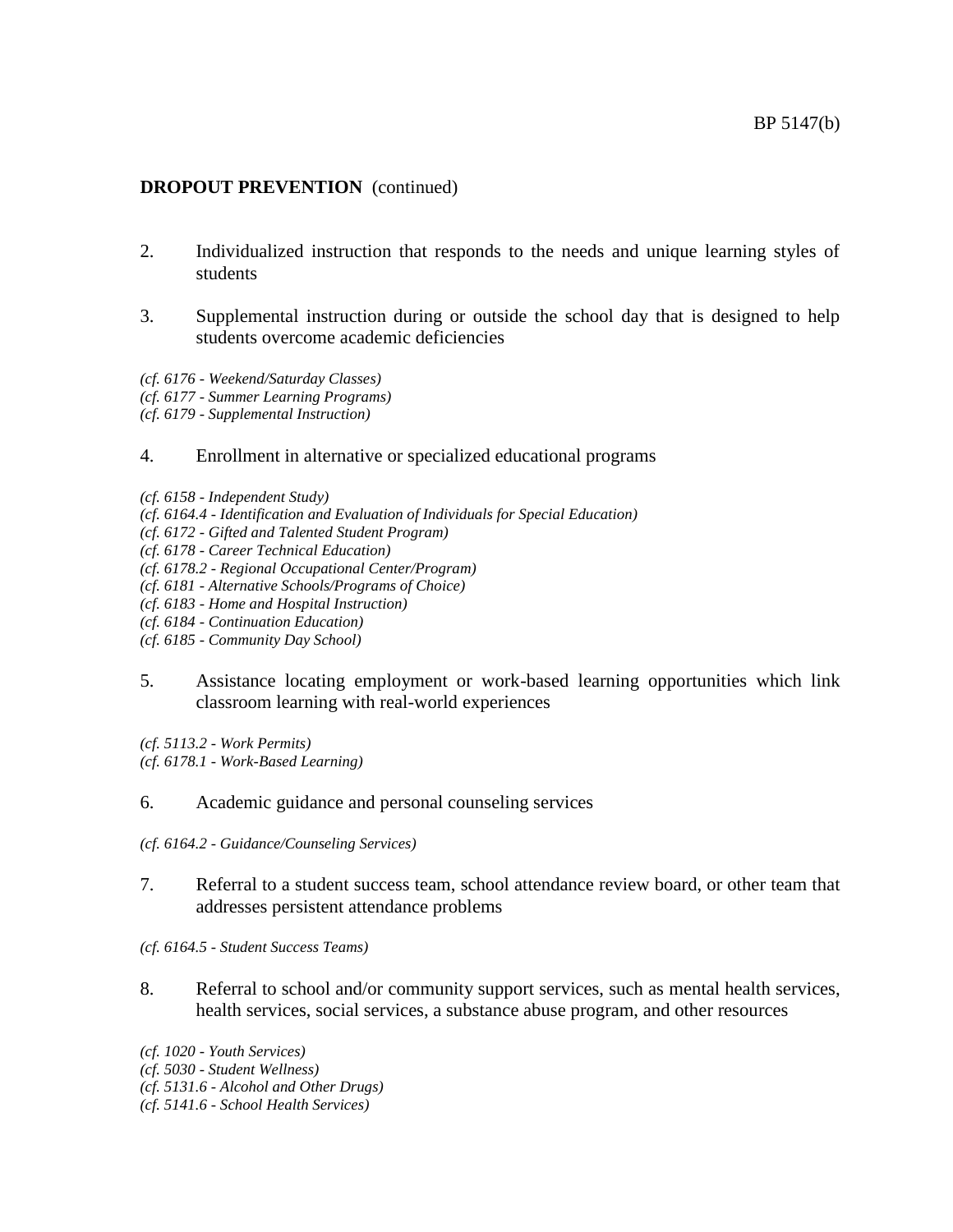**DROPOUT PREVENTION** (continued)

2. Individualized instruction that responds to the needs and unique learning styles of students

3. Supplemental instruction during or outside the school day that is designed to help students overcome academic deficiencies

*(cf. 6176 - Weekend/Saturday Classes)*
*(cf. 6177 - Summer Learning Programs)*
*(cf. 6179 - Supplemental Instruction)*

4. Enrollment in alternative or specialized educational programs

*(cf. 6158 - Independent Study)*
*(cf. 6164.4 - Identification and Evaluation of Individuals for Special Education)*
*(cf. 6172 - Gifted and Talented Student Program)*
*(cf. 6178 - Career Technical Education)*
*(cf. 6178.2 - Regional Occupational Center/Program)*
*(cf. 6181 - Alternative Schools/Programs of Choice)*
*(cf. 6183 - Home and Hospital Instruction)*
*(cf. 6184 - Continuation Education)*
*(cf. 6185 - Community Day School)*

5. Assistance locating employment or work-based learning opportunities which link classroom learning with real-world experiences

*(cf. 5113.2 - Work Permits)*
*(cf. 6178.1 - Work-Based Learning)*

6. Academic guidance and personal counseling services

*(cf. 6164.2 - Guidance/Counseling Services)*

7. Referral to a student success team, school attendance review board, or other team that addresses persistent attendance problems

*(cf. 6164.5 - Student Success Teams)*

8. Referral to school and/or community support services, such as mental health services, health services, social services, a substance abuse program, and other resources

*(cf. 1020 - Youth Services)*
*(cf. 5030 - Student Wellness)*
*(cf. 5131.6 - Alcohol and Other Drugs)*
*(cf. 5141.6 - School Health Services)*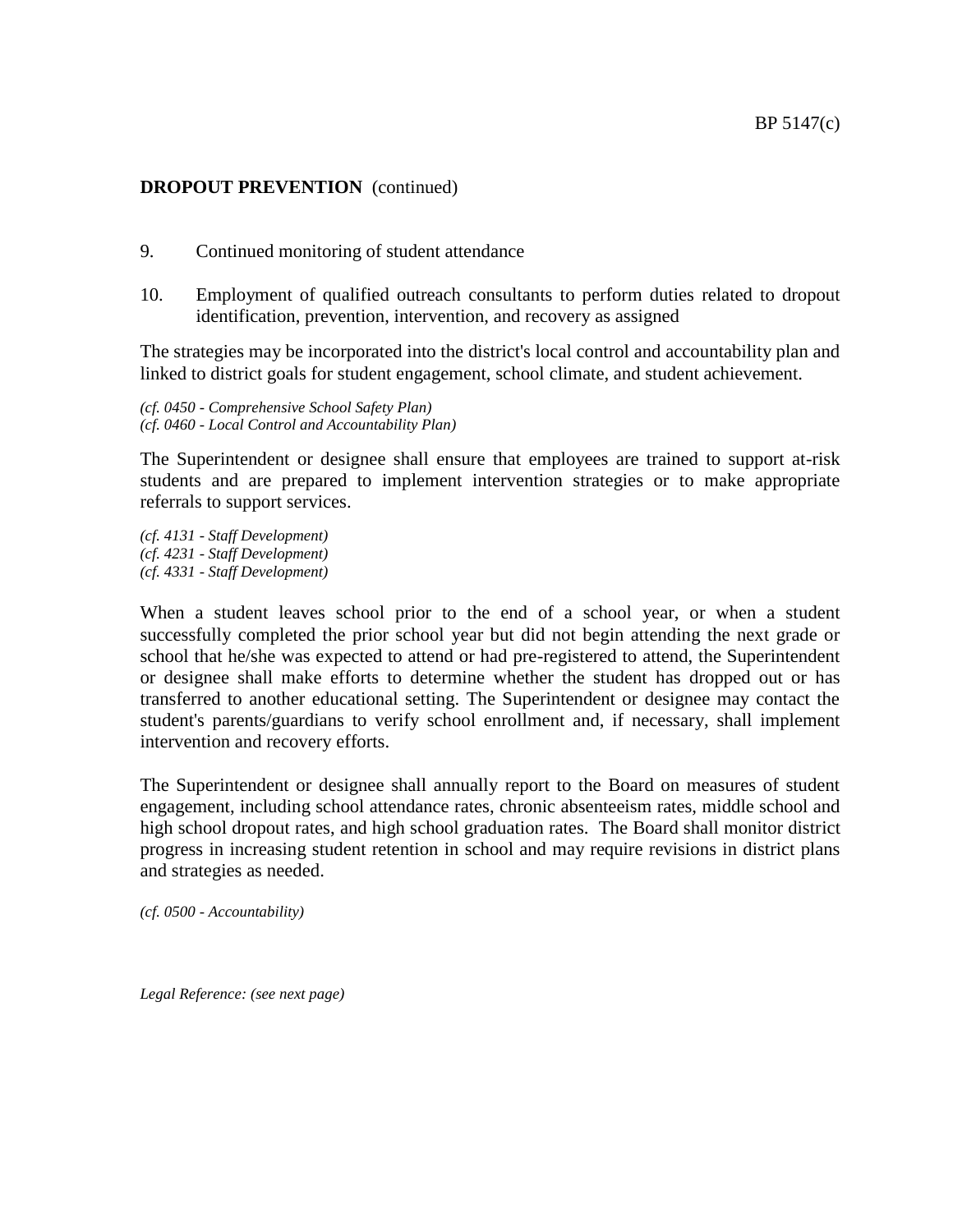**DROPOUT PREVENTION** (continued)

9. Continued monitoring of student attendance

10. Employment of qualified outreach consultants to perform duties related to dropout identification, prevention, intervention, and recovery as assigned

The strategies may be incorporated into the district's local control and accountability plan and linked to district goals for student engagement, school climate, and student achievement.

*(cf. 0450 - Comprehensive School Safety Plan)*
*(cf. 0460 - Local Control and Accountability Plan)*

The Superintendent or designee shall ensure that employees are trained to support at-risk students and are prepared to implement intervention strategies or to make appropriate referrals to support services.

*(cf. 4131 - Staff Development)*
*(cf. 4231 - Staff Development)*
*(cf. 4331 - Staff Development)*

When a student leaves school prior to the end of a school year, or when a student successfully completed the prior school year but did not begin attending the next grade or school that he/she was expected to attend or had pre-registered to attend, the Superintendent or designee shall make efforts to determine whether the student has dropped out or has transferred to another educational setting. The Superintendent or designee may contact the student's parents/guardians to verify school enrollment and, if necessary, shall implement intervention and recovery efforts.

The Superintendent or designee shall annually report to the Board on measures of student engagement, including school attendance rates, chronic absenteeism rates, middle school and high school dropout rates, and high school graduation rates. The Board shall monitor district progress in increasing student retention in school and may require revisions in district plans and strategies as needed.

*(cf. 0500 - Accountability)*

*Legal Reference: (see next page)*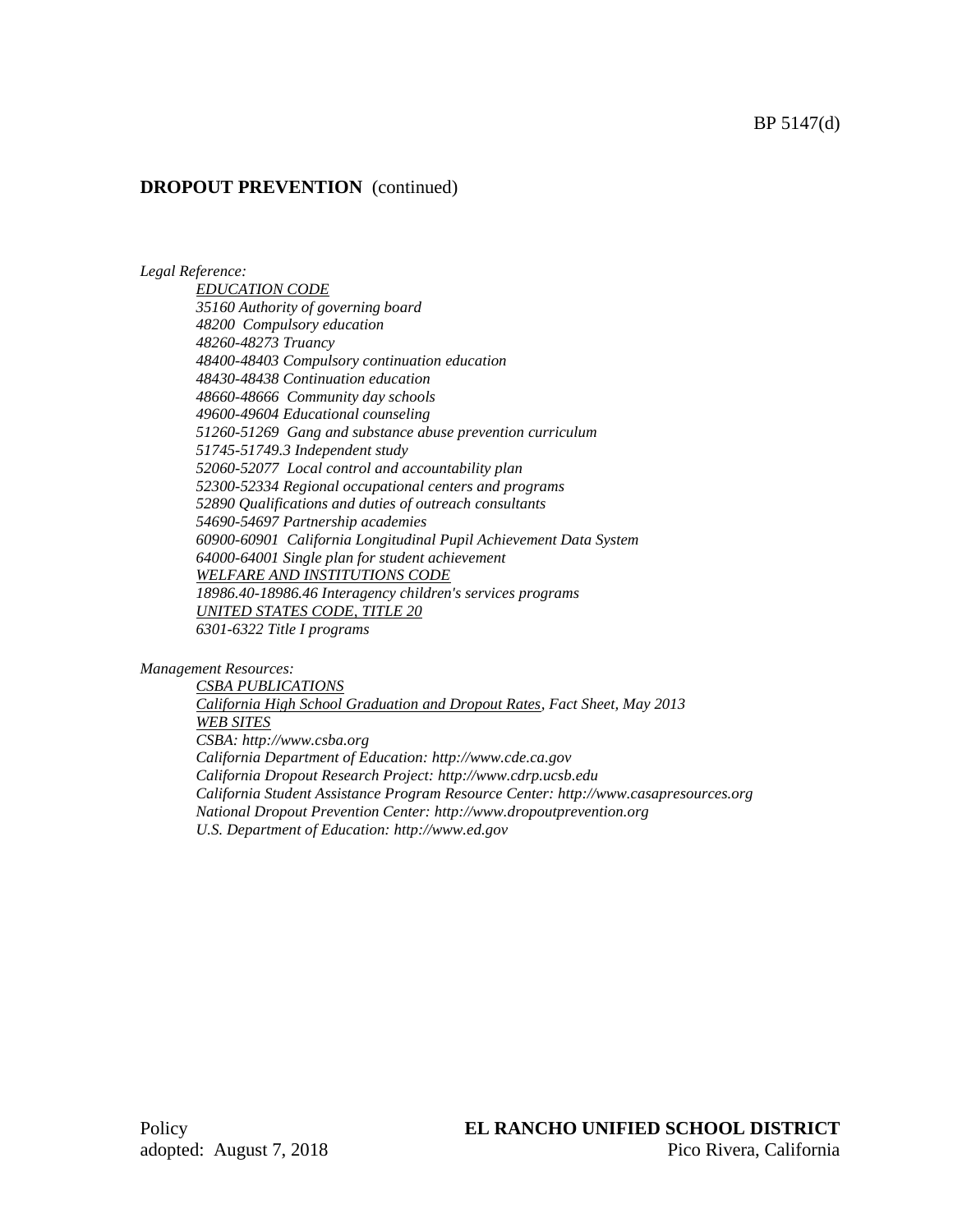**DROPOUT PREVENTION** (continued)

*Legal Reference:*

*EDUCATION CODE*
*35160 Authority of governing board*
*48200 Compulsory education*
*48260-48273 Truancy*
*48400-48403 Compulsory continuation education*
*48430-48438 Continuation education*
*48660-48666 Community day schools*
*49600-49604 Educational counseling*
*51260-51269 Gang and substance abuse prevention curriculum*
*51745-51749.3 Independent study*
*52060-52077 Local control and accountability plan*
*52300-52334 Regional occupational centers and programs*
*52890 Qualifications and duties of outreach consultants*
*54690-54697 Partnership academies*
*60900-60901 California Longitudinal Pupil Achievement Data System*
*64000-64001 Single plan for student achievement*
*WELFARE AND INSTITUTIONS CODE*
*18986.40-18986.46 Interagency children's services programs*
*UNITED STATES CODE, TITLE 20*
*6301-6322 Title I programs*

*Management Resources:*

*CSBA PUBLICATIONS*
*California High School Graduation and Dropout Rates, Fact Sheet, May 2013*
*WEB SITES*
*CSBA: http://www.csba.org*
*California Department of Education: http://www.cde.ca.gov*
*California Dropout Research Project: http://www.cdrp.ucsb.edu*
*California Student Assistance Program Resource Center: http://www.casapresources.org*
*National Dropout Prevention Center: http://www.dropoutprevention.org*
*U.S. Department of Education: http://www.ed.gov*

Policy
adopted: August 7, 2018

**EL RANCHO UNIFIED SCHOOL DISTRICT**
Pico Rivera, California